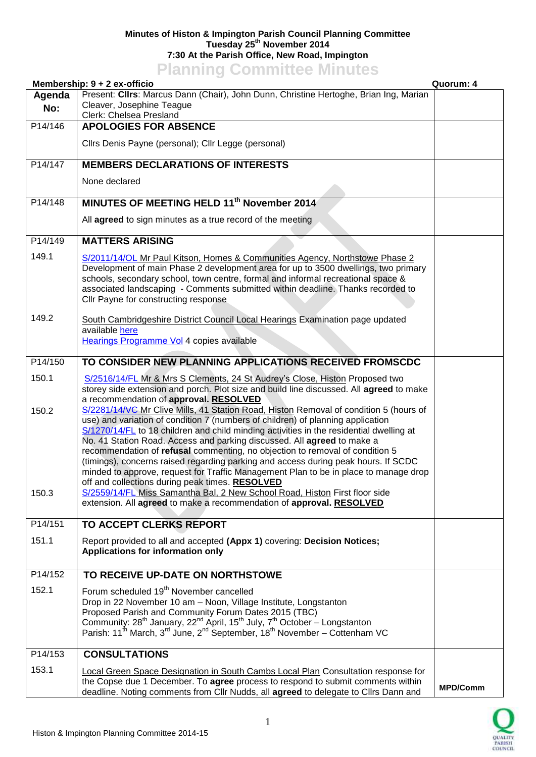**Minutes of Histon & Impington Parish Council Planning Committee**
**Tuesday 25th November 2014**
**7:30 At the Parish Office, New Road, Impington**

# Planning Committee Minutes

**Membership: 9 + 2 ex-officio** | **Quorum: 4**

| Agenda No: | Present: **Cllrs**: Marcus Dann (Chair), John Dunn, Christine Hertoghe, Brian Ing, Marian Cleaver, Josephine Teague<br>Clerk: Chelsea Presland | |
|---|---|---|
| P14/146 | **APOLOGIES FOR ABSENCE**<br><br>Cllrs Denis Payne (personal); Cllr Legge (personal) | |
| P14/147 | **MEMBERS DECLARATIONS OF INTERESTS**<br><br>None declared | |
| P14/148 | **MINUTES OF MEETING HELD 11th November 2014**<br><br>All **agreed** to sign minutes as a true record of the meeting | |
| P14/149 | **MATTERS ARISING** | |
| 149.1 | S/2011/14/OL Mr Paul Kitson, Homes & Communities Agency, Northstowe Phase 2 Development of main Phase 2 development area for up to 3500 dwellings, two primary schools, secondary school, town centre, formal and informal recreational space & associated landscaping - Comments submitted within deadline. Thanks recorded to Cllr Payne for constructing response | |
| 149.2 | South Cambridgeshire District Council Local Hearings Examination page updated available here<br>Hearings Programme Vol 4 copies available | |
| P14/150 | **TO CONSIDER NEW PLANNING APPLICATIONS RECEIVED FROMSCDC** | |
| 150.1 | S/2516/14/FL Mr & Mrs S Clements, 24 St Audrey's Close, Histon Proposed two storey side extension and porch. Plot size and build line discussed. All **agreed** to make a recommendation of **approval. RESOLVED** | |
| 150.2 | S/2281/14/VC Mr Clive Mills, 41 Station Road, Histon Removal of condition 5 (hours of use) and variation of condition 7 (numbers of children) of planning application S/1270/14/FL to 18 children and child minding activities in the residential dwelling at No. 41 Station Road. Access and parking discussed. All **agreed** to make a recommendation of **refusal** commenting, no objection to removal of condition 5 (timings), concerns raised regarding parking and access during peak hours. If SCDC minded to approve, request for Traffic Management Plan to be in place to manage drop off and collections during peak times. **RESOLVED** | |
| 150.3 | S/2559/14/FL Miss Samantha Bal, 2 New School Road, Histon First floor side extension. All **agreed** to make a recommendation of **approval. RESOLVED** | |
| P14/151 | **TO ACCEPT CLERKS REPORT** | |
| 151.1 | Report provided to all and accepted **(Appx 1)** covering: **Decision Notices; Applications for information only** | |
| P14/152 | **TO RECEIVE UP-DATE ON NORTHSTOWE** | |
| 152.1 | Forum scheduled 19th November cancelled<br>Drop in 22 November 10 am – Noon, Village Institute, Longstanton<br>Proposed Parish and Community Forum Dates 2015 (TBC)<br>Community: 28th January, 22nd April, 15th July, 7th October – Longstanton<br>Parish: 11th March, 3rd June, 2nd September, 18th November – Cottenham VC | |
| P14/153 | **CONSULTATIONS** | |
| 153.1 | Local Green Space Designation in South Cambs Local Plan Consultation response for the Copse due 1 December. To **agree** process to respond to submit comments within deadline. Noting comments from Cllr Nudds, all **agreed** to delegate to Cllrs Dann and | **MPD/Comm** |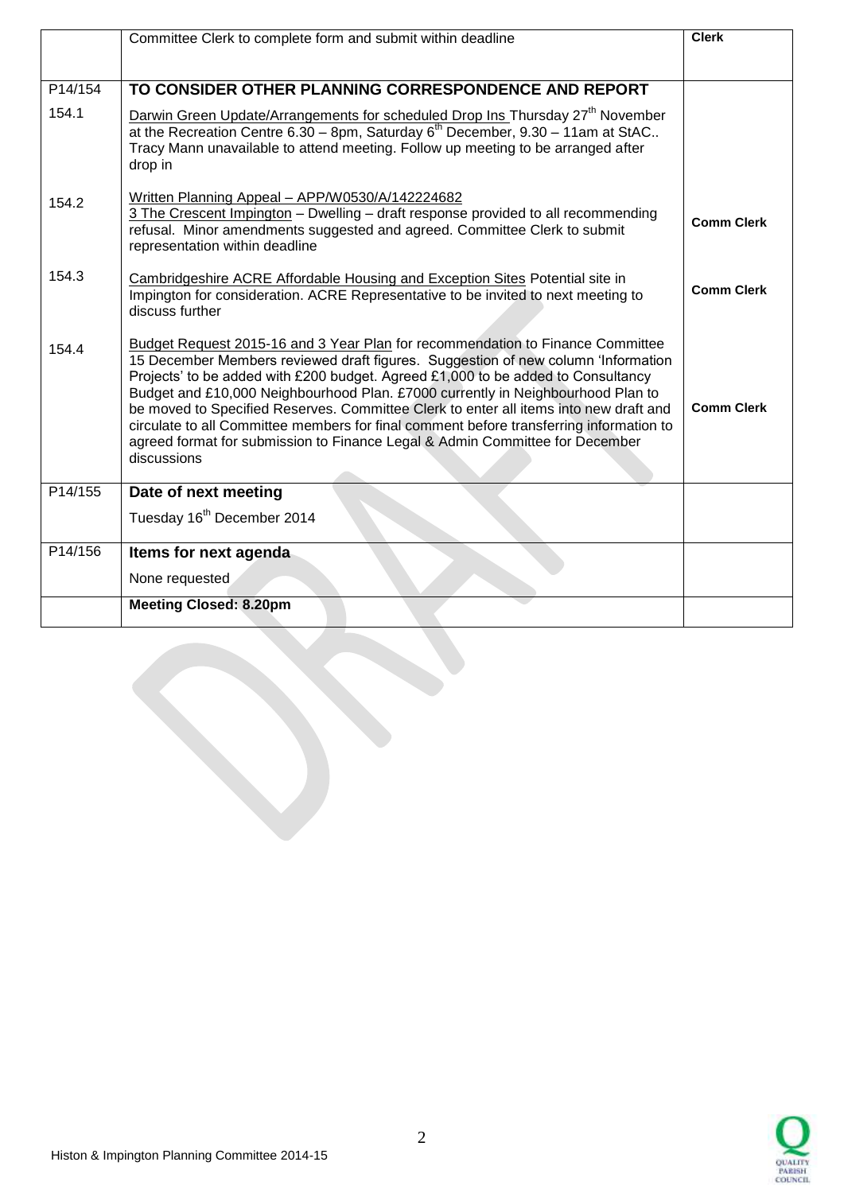| | | |
|---|---|---|
| | Committee Clerk to complete form and submit within deadline | **Clerk** |
| P14/154 | **TO CONSIDER OTHER PLANNING CORRESPONDENCE AND REPORT** | |
| 154.1 | Darwin Green Update/Arrangements for scheduled Drop Ins Thursday 27th November at the Recreation Centre 6.30 – 8pm, Saturday 6th December, 9.30 – 11am at StAC.. Tracy Mann unavailable to attend meeting. Follow up meeting to be arranged after drop in | |
| 154.2 | Written Planning Appeal – APP/W0530/A/142224682<br>3 The Crescent Impington – Dwelling – draft response provided to all recommending refusal. Minor amendments suggested and agreed. Committee Clerk to submit representation within deadline | **Comm Clerk** |
| 154.3 | Cambridgeshire ACRE Affordable Housing and Exception Sites Potential site in Impington for consideration. ACRE Representative to be invited to next meeting to discuss further | **Comm Clerk** |
| 154.4 | Budget Request 2015-16 and 3 Year Plan for recommendation to Finance Committee 15 December Members reviewed draft figures. Suggestion of new column 'Information Projects' to be added with £200 budget. Agreed £1,000 to be added to Consultancy Budget and £10,000 Neighbourhood Plan. £7000 currently in Neighbourhood Plan to be moved to Specified Reserves. Committee Clerk to enter all items into new draft and circulate to all Committee members for final comment before transferring information to agreed format for submission to Finance Legal & Admin Committee for December discussions | **Comm Clerk** |
| P14/155 | **Date of next meeting**<br>Tuesday 16th December 2014 | |
| P14/156 | **Items for next agenda**<br>None requested | |
| | **Meeting Closed: 8.20pm** | |